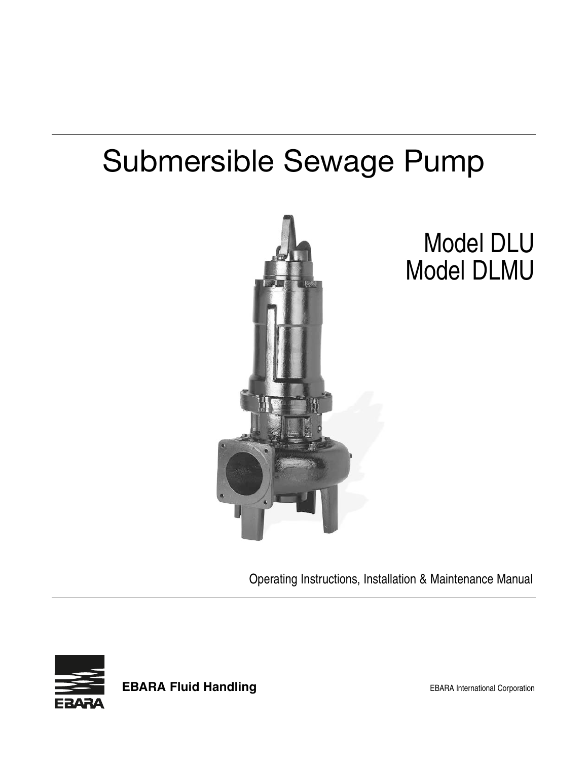# Submersible Sewage Pump

## Model DLU
## Model DLMU

Operating Instructions, Installation & Maintenance Manual

**EBARA Fluid Handling**

EBARA International Corporation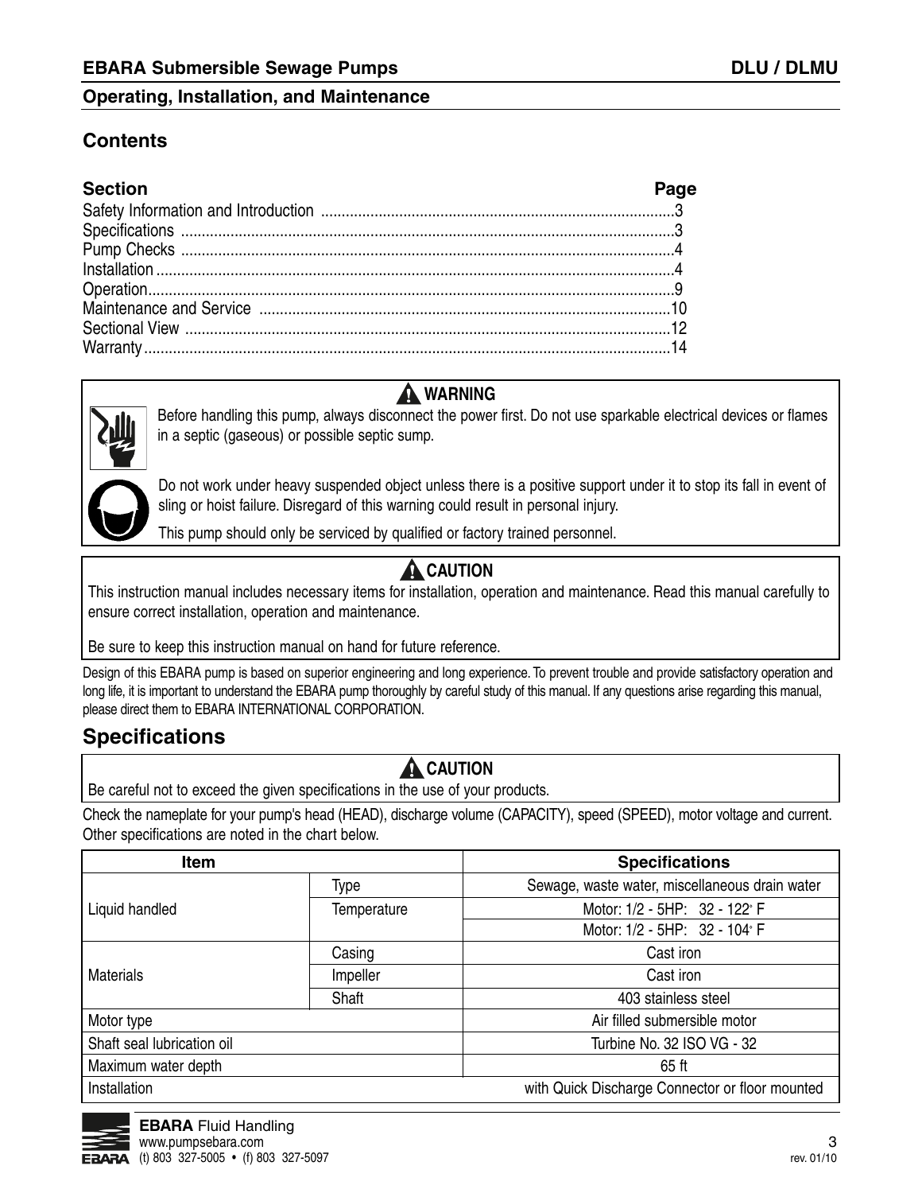## Operating, Installation, and Maintenance

## Contents

| Section | Page |
|---|---|
| Safety Information and Introduction | 3 |
| Specifications | 3 |
| Pump Checks | 4 |
| Installation | 4 |
| Operation | 9 |
| Maintenance and Service | 10 |
| Sectional View | 12 |
| Warranty | 14 |

**⚠ WARNING**

Before handling this pump, always disconnect the power first. Do not use sparkable electrical devices or flames in a septic (gaseous) or possible septic sump.

Do not work under heavy suspended object unless there is a positive support under it to stop its fall in event of sling or hoist failure. Disregard of this warning could result in personal injury.

This pump should only be serviced by qualified or factory trained personnel.

**⚠ CAUTION**

This instruction manual includes necessary items for installation, operation and maintenance. Read this manual carefully to ensure correct installation, operation and maintenance.

Be sure to keep this instruction manual on hand for future reference.

Design of this EBARA pump is based on superior engineering and long experience. To prevent trouble and provide satisfactory operation and long life, it is important to understand the EBARA pump thoroughly by careful study of this manual. If any questions arise regarding this manual, please direct them to EBARA INTERNATIONAL CORPORATION.

## Specifications

**⚠ CAUTION**

Be careful not to exceed the given specifications in the use of your products.

Check the nameplate for your pump's head (HEAD), discharge volume (CAPACITY), speed (SPEED), motor voltage and current. Other specifications are noted in the chart below.

| Item | | Specifications |
|---|---|---|
| Liquid handled | Type | Sewage, waste water, miscellaneous drain water |
| | Temperature | Motor: 1/2 - 5HP: 32 - 122° F |
| | | Motor: 1/2 - 5HP: 32 - 104° F |
| Materials | Casing | Cast iron |
| | Impeller | Cast iron |
| | Shaft | 403 stainless steel |
| Motor type | | Air filled submersible motor |
| Shaft seal lubrication oil | | Turbine No. 32 ISO VG - 32 |
| Maximum water depth | | 65 ft |
| Installation | | with Quick Discharge Connector or floor mounted |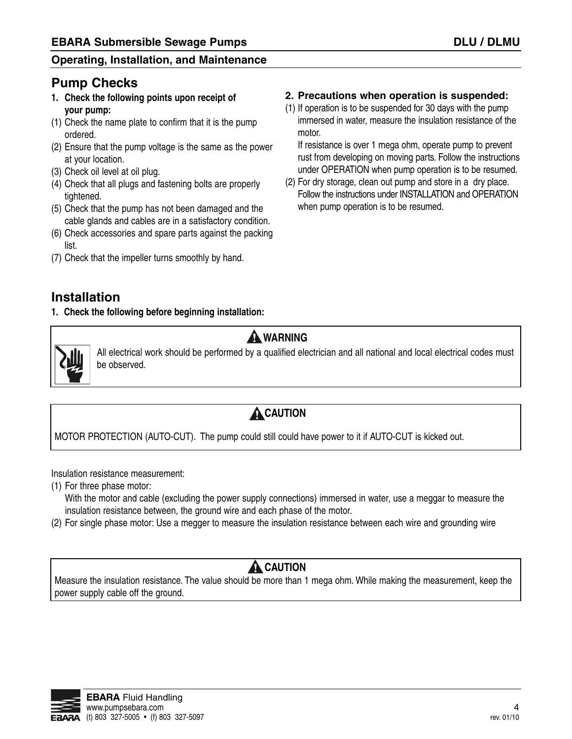## Pump Checks

**1. Check the following points upon receipt of your pump:**

(1) Check the name plate to confirm that it is the pump ordered.
(2) Ensure that the pump voltage is the same as the power at your location.
(3) Check oil level at oil plug.
(4) Check that all plugs and fastening bolts are properly tightened.
(5) Check that the pump has not been damaged and the cable glands and cables are in a satisfactory condition.
(6) Check accessories and spare parts against the packing list.
(7) Check that the impeller turns smoothly by hand.

**2. Precautions when operation is suspended:**

(1) If operation is to be suspended for 30 days with the pump immersed in water, measure the insulation resistance of the motor.
If resistance is over 1 mega ohm, operate pump to prevent rust from developing on moving parts. Follow the instructions under OPERATION when pump operation is to be resumed.
(2) For dry storage, clean out pump and store in a dry place. Follow the instructions under INSTALLATION and OPERATION when pump operation is to be resumed.

## Installation

**1. Check the following before beginning installation:**

> **WARNING**
>
> All electrical work should be performed by a qualified electrician and all national and local electrical codes must be observed.

> **CAUTION**
>
> MOTOR PROTECTION (AUTO-CUT). The pump could still could have power to it if AUTO-CUT is kicked out.

Insulation resistance measurement:

(1) For three phase motor:
With the motor and cable (excluding the power supply connections) immersed in water, use a meggar to measure the insulation resistance between, the ground wire and each phase of the motor.
(2) For single phase motor: Use a megger to measure the insulation resistance between each wire and grounding wire

> **CAUTION**
>
> Measure the insulation resistance. The value should be more than 1 mega ohm. While making the measurement, keep the power supply cable off the ground.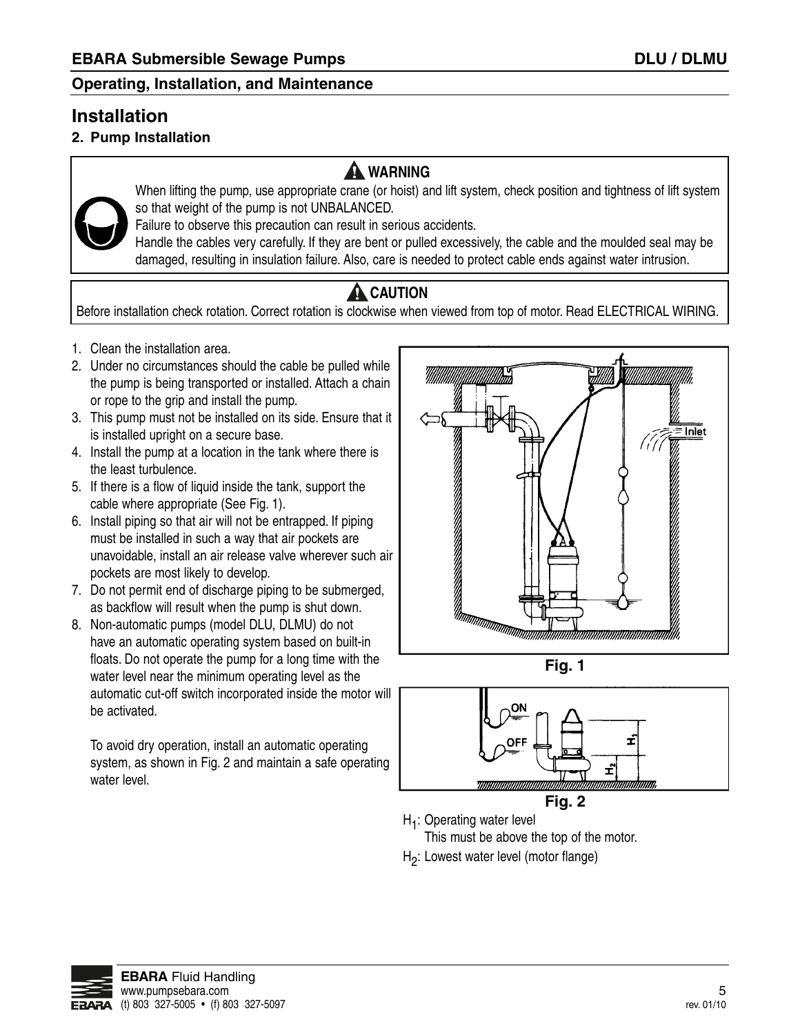## Installation

### 2. Pump Installation

> **⚠ WARNING**
>
> When lifting the pump, use appropriate crane (or hoist) and lift system, check position and tightness of lift system so that weight of the pump is not UNBALANCED.
> Failure to observe this precaution can result in serious accidents.
> Handle the cables very carefully. If they are bent or pulled excessively, the cable and the moulded seal may be damaged, resulting in insulation failure. Also, care is needed to protect cable ends against water intrusion.

> **⚠ CAUTION**
>
> Before installation check rotation. Correct rotation is clockwise when viewed from top of motor. Read ELECTRICAL WIRING.

1. Clean the installation area.
2. Under no circumstances should the cable be pulled while the pump is being transported or installed. Attach a chain or rope to the grip and install the pump.
3. This pump must not be installed on its side. Ensure that it is installed upright on a secure base.
4. Install the pump at a location in the tank where there is the least turbulence.
5. If there is a flow of liquid inside the tank, support the cable where appropriate (See Fig. 1).
6. Install piping so that air will not be entrapped. If piping must be installed in such a way that air pockets are unavoidable, install an air release valve wherever such air pockets are most likely to develop.
7. Do not permit end of discharge piping to be submerged, as backflow will result when the pump is shut down.
8. Non-automatic pumps (model DLU, DLMU) do not have an automatic operating system based on built-in floats. Do not operate the pump for a long time with the water level near the minimum operating level as the automatic cut-off switch incorporated inside the motor will be activated.

   To avoid dry operation, install an automatic operating system, as shown in Fig. 2 and maintain a safe operating water level.

Fig. 1

Fig. 2

$H_1$: Operating water level
This must be above the top of the motor.

$H_2$: Lowest water level (motor flange)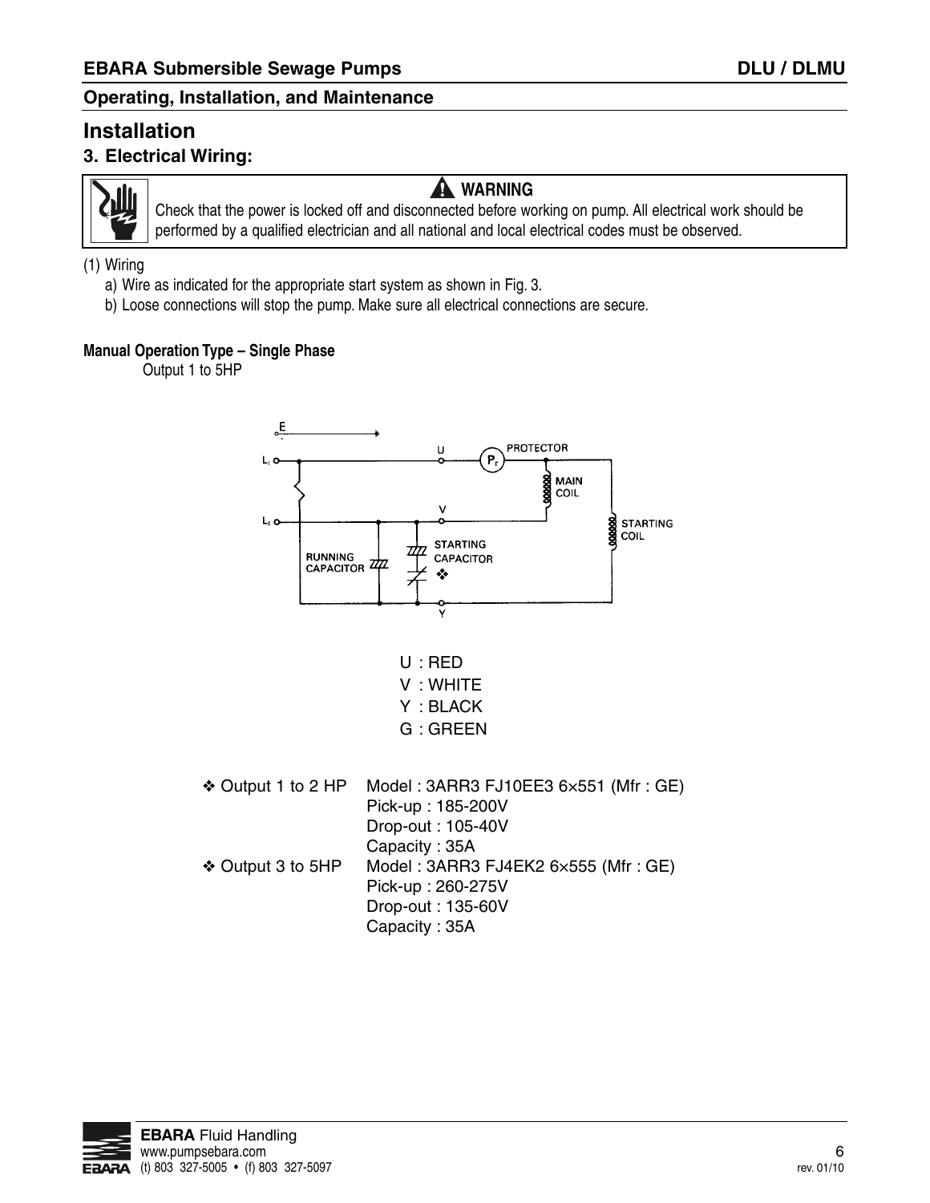## Installation

### 3. Electrical Wiring:

> **⚠ WARNING**
>
> Check that the power is locked off and disconnected before working on pump. All electrical work should be performed by a qualified electrician and all national and local electrical codes must be observed.

(1) Wiring

a) Wire as indicated for the appropriate start system as shown in Fig. 3.

b) Loose connections will stop the pump. Make sure all electrical connections are secure.

**Manual Operation Type – Single Phase**

Output 1 to 5HP

U : RED
V : WHITE
Y : BLACK
G : GREEN

❖ Output 1 to 2 HP Model : 3ARR3 FJ10EE3 6×551 (Mfr : GE)
Pick-up : 185-200V
Drop-out : 105-40V
Capacity : 35A

❖ Output 3 to 5HP Model : 3ARR3 FJ4EK2 6×555 (Mfr : GE)
Pick-up : 260-275V
Drop-out : 135-60V
Capacity : 35A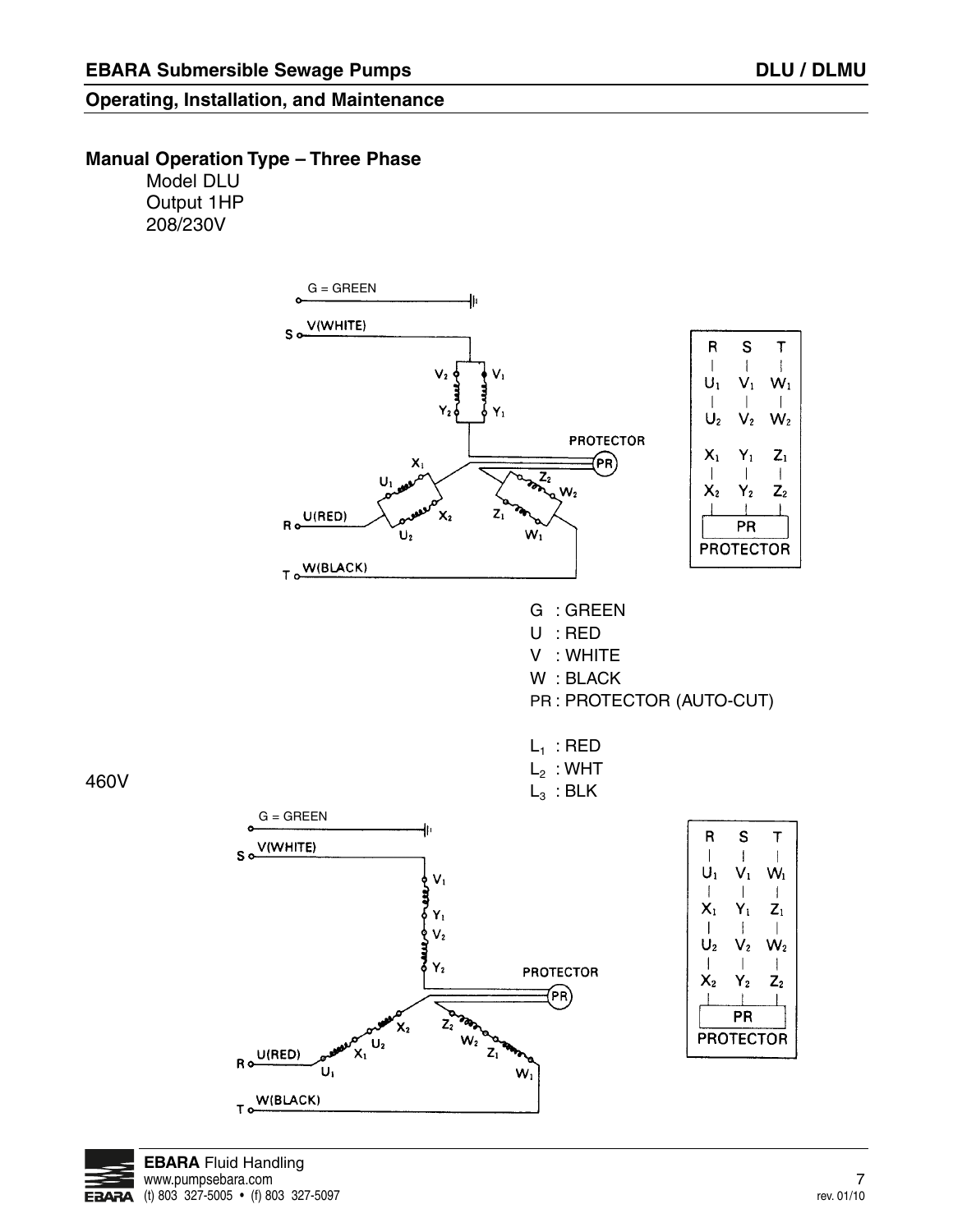## Manual Operation Type – Three Phase

Model DLU
Output 1HP
208/230V

G : GREEN
U : RED
V : WHITE
W : BLACK
PR : PROTECTOR (AUTO-CUT)

$L_1$ : RED
$L_2$ : WHT
$L_3$ : BLK

460V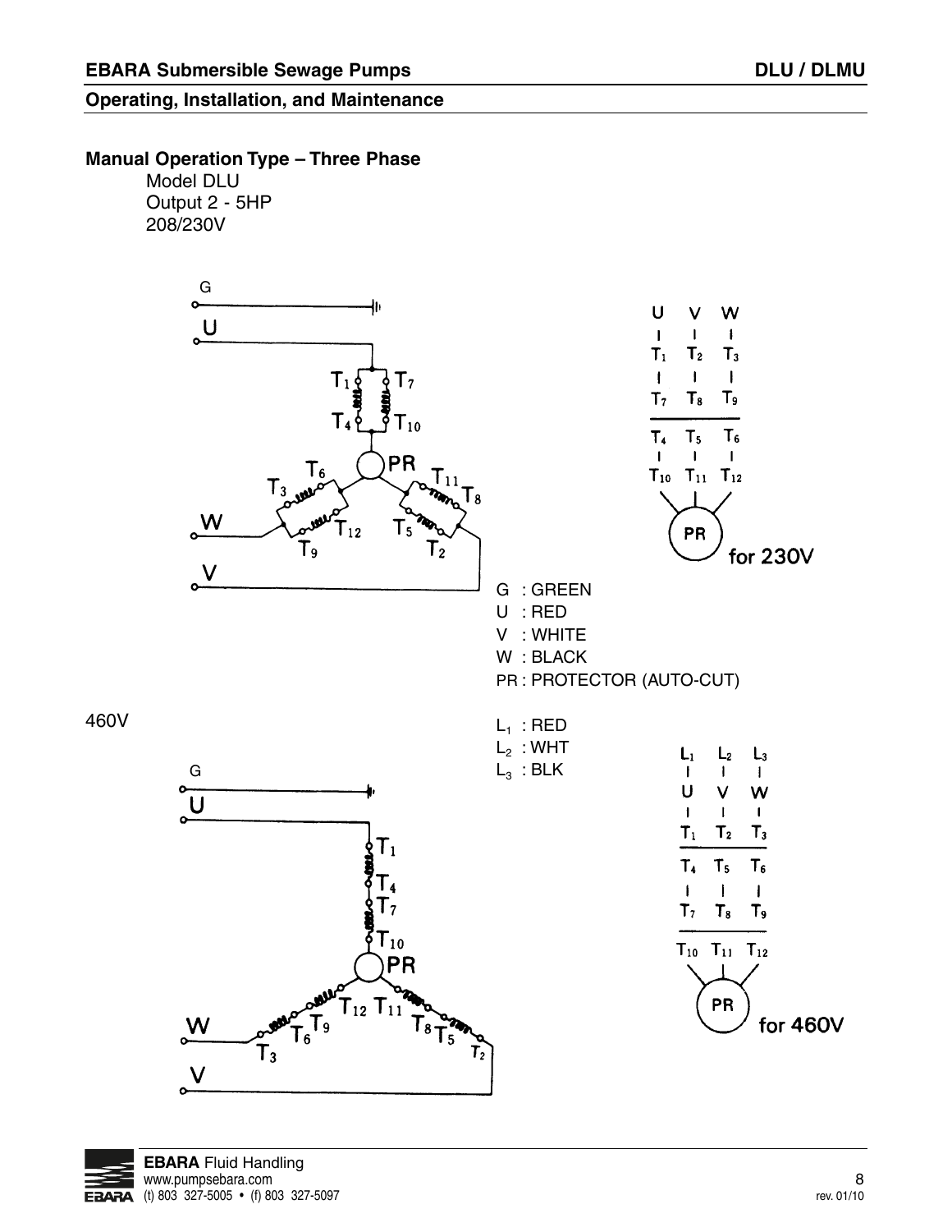## Manual Operation Type – Three Phase

Model DLU
Output 2 - 5HP
208/230V

G : GREEN
U : RED
V : WHITE
W : BLACK
PR : PROTECTOR (AUTO-CUT)

460V

$L_1$ : RED
$L_2$ : WHT
$L_3$ : BLK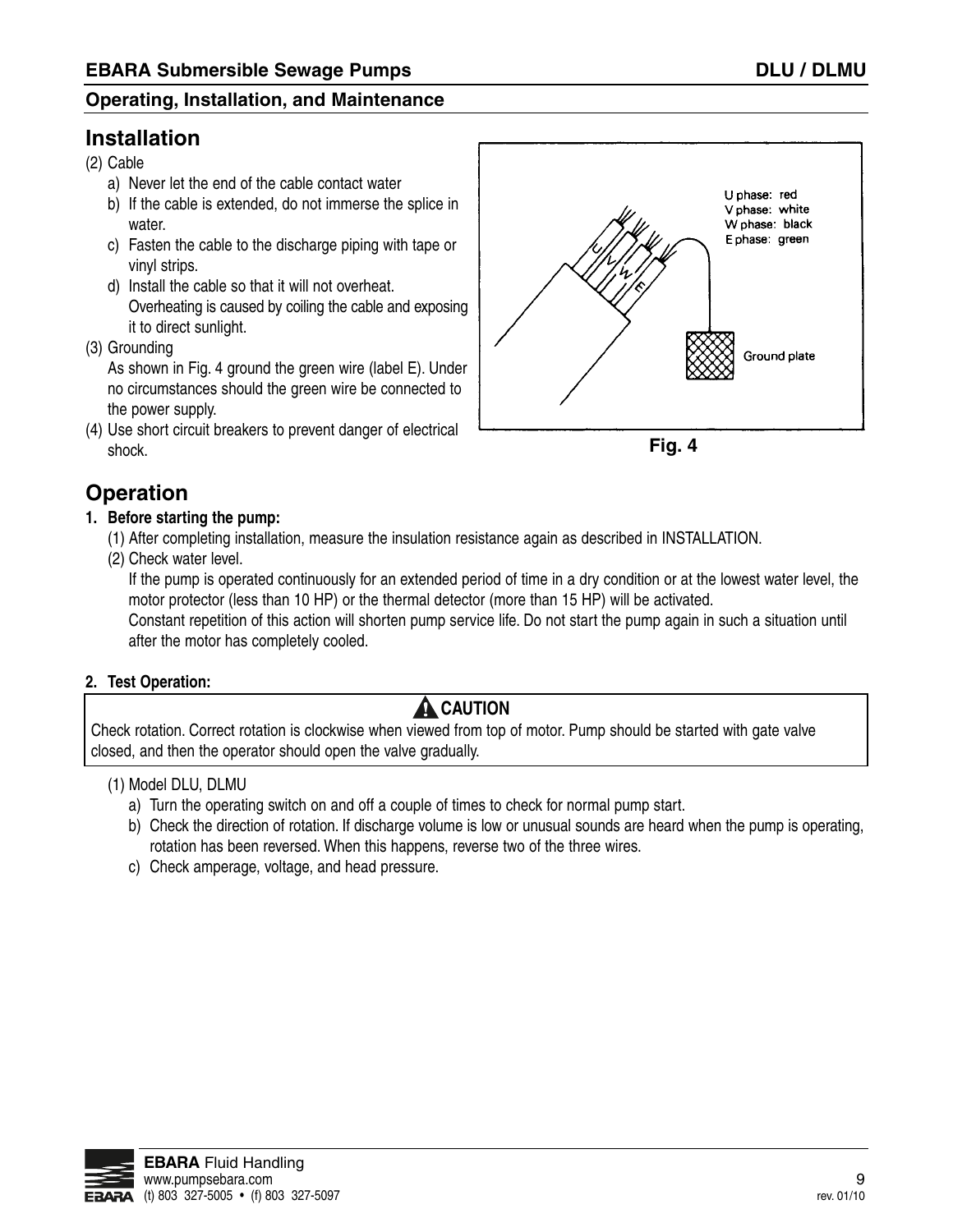## Installation

(2) Cable

a) Never let the end of the cable contact water

b) If the cable is extended, do not immerse the splice in water.

c) Fasten the cable to the discharge piping with tape or vinyl strips.

d) Install the cable so that it will not overheat. Overheating is caused by coiling the cable and exposing it to direct sunlight.

(3) Grounding

As shown in Fig. 4 ground the green wire (label E). Under no circumstances should the green wire be connected to the power supply.

(4) Use short circuit breakers to prevent danger of electrical shock.

U phase: red
V phase: white
W phase: black
E phase: green

Ground plate

**Fig. 4**

## Operation

**1. Before starting the pump:**

(1) After completing installation, measure the insulation resistance again as described in INSTALLATION.

(2) Check water level.

If the pump is operated continuously for an extended period of time in a dry condition or at the lowest water level, the motor protector (less than 10 HP) or the thermal detector (more than 15 HP) will be activated.

Constant repetition of this action will shorten pump service life. Do not start the pump again in such a situation until after the motor has completely cooled.

**2. Test Operation:**

> **⚠ CAUTION**
>
> Check rotation. Correct rotation is clockwise when viewed from top of motor. Pump should be started with gate valve closed, and then the operator should open the valve gradually.

(1) Model DLU, DLMU

a) Turn the operating switch on and off a couple of times to check for normal pump start.

b) Check the direction of rotation. If discharge volume is low or unusual sounds are heard when the pump is operating, rotation has been reversed. When this happens, reverse two of the three wires.

c) Check amperage, voltage, and head pressure.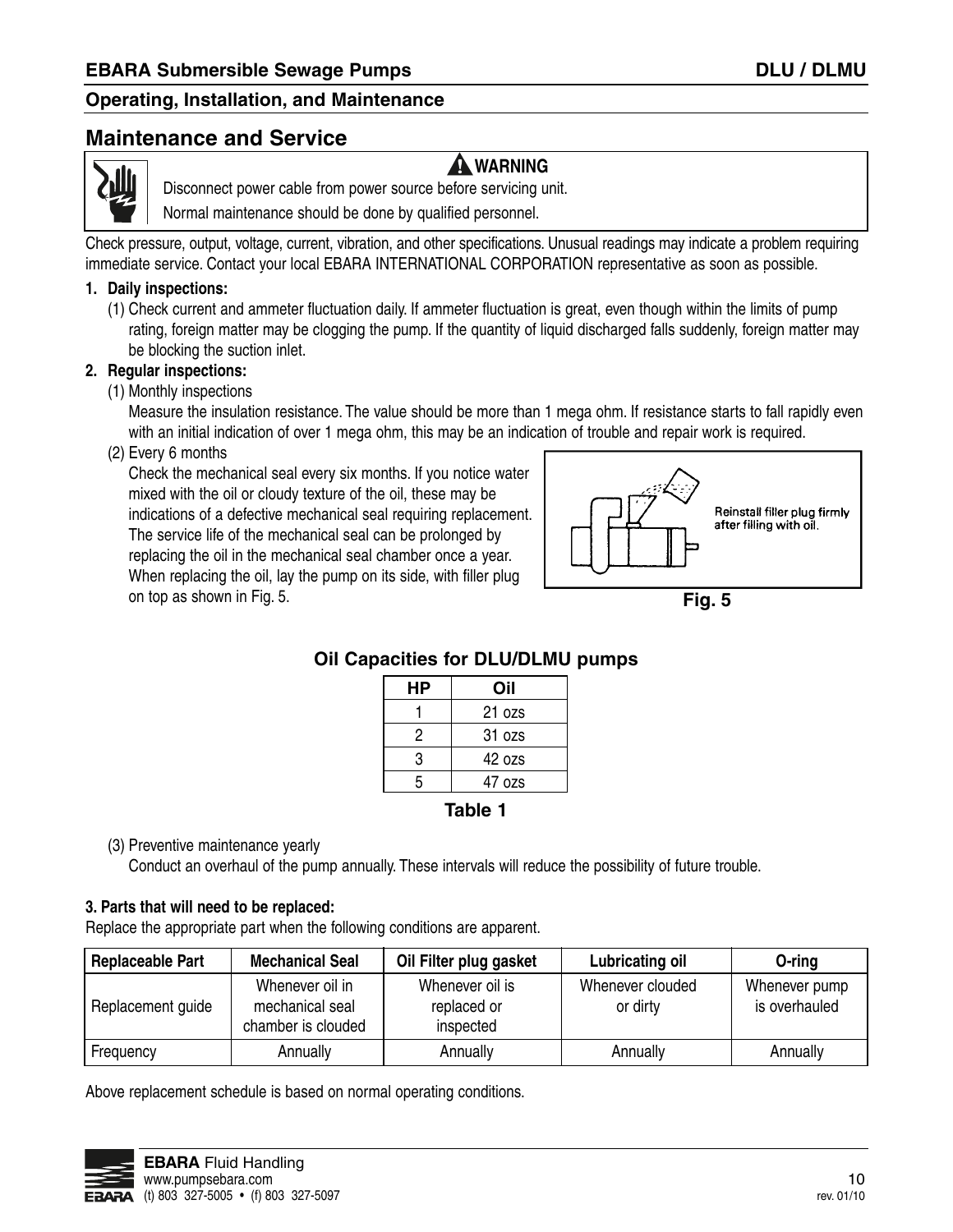## Maintenance and Service

**⚠ WARNING**

Disconnect power cable from power source before servicing unit.

Normal maintenance should be done by qualified personnel.

Check pressure, output, voltage, current, vibration, and other specifications. Unusual readings may indicate a problem requiring immediate service. Contact your local EBARA INTERNATIONAL CORPORATION representative as soon as possible.

**1. Daily inspections:**

(1) Check current and ammeter fluctuation daily. If ammeter fluctuation is great, even though within the limits of pump rating, foreign matter may be clogging the pump. If the quantity of liquid discharged falls suddenly, foreign matter may be blocking the suction inlet.

**2. Regular inspections:**

(1) Monthly inspections

Measure the insulation resistance. The value should be more than 1 mega ohm. If resistance starts to fall rapidly even with an initial indication of over 1 mega ohm, this may be an indication of trouble and repair work is required.

(2) Every 6 months

Check the mechanical seal every six months. If you notice water mixed with the oil or cloudy texture of the oil, these may be indications of a defective mechanical seal requiring replacement. The service life of the mechanical seal can be prolonged by replacing the oil in the mechanical seal chamber once a year. When replacing the oil, lay the pump on its side, with filler plug on top as shown in Fig. 5.

Reinstall filler plug firmly after filling with oil.

**Fig. 5**

**Oil Capacities for DLU/DLMU pumps**

| HP | Oil |
|---|---|
| 1 | 21 ozs |
| 2 | 31 ozs |
| 3 | 42 ozs |
| 5 | 47 ozs |

**Table 1**

(3) Preventive maintenance yearly

Conduct an overhaul of the pump annually. These intervals will reduce the possibility of future trouble.

**3. Parts that will need to be replaced:**

Replace the appropriate part when the following conditions are apparent.

| Replaceable Part | Mechanical Seal | Oil Filter plug gasket | Lubricating oil | O-ring |
|---|---|---|---|---|
| Replacement guide | Whenever oil in mechanical seal chamber is clouded | Whenever oil is replaced or inspected | Whenever clouded or dirty | Whenever pump is overhauled |
| Frequency | Annually | Annually | Annually | Annually |

Above replacement schedule is based on normal operating conditions.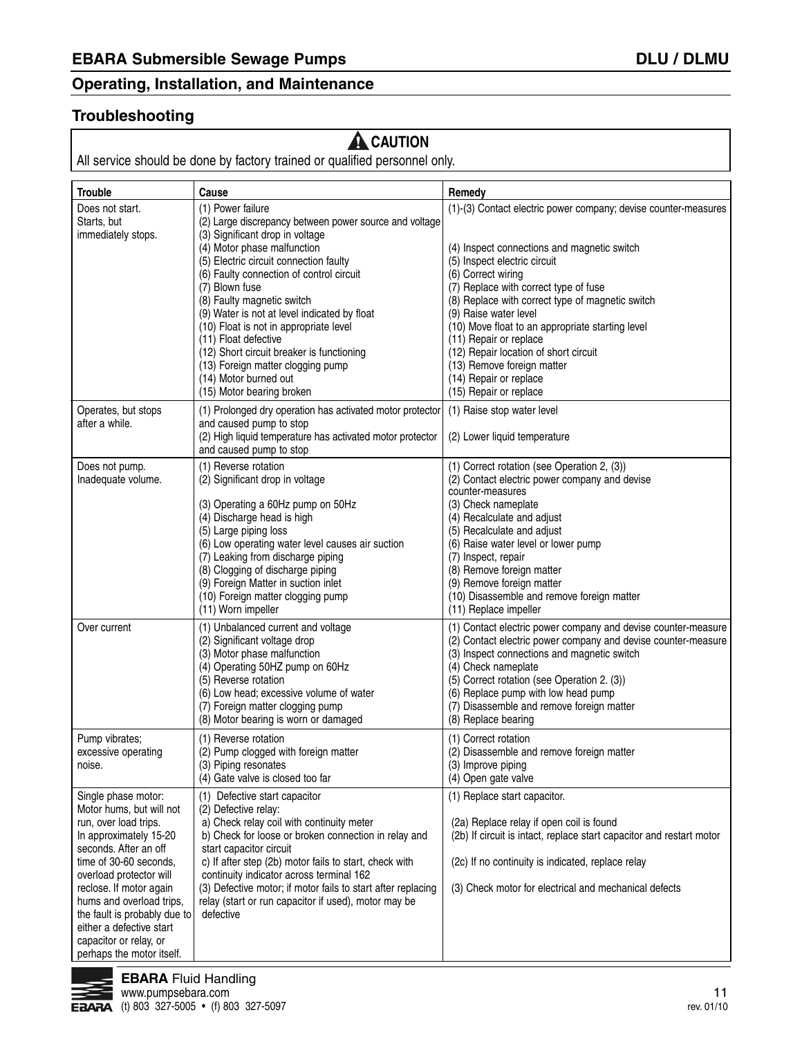## Operating, Installation, and Maintenance

### Troubleshooting

**⚠ CAUTION**

All service should be done by factory trained or qualified personnel only.

| Trouble | Cause | Remedy |
|---|---|---|
| Does not start. Starts, but immediately stops. | (1) Power failure<br>(2) Large discrepancy between power source and voltage<br>(3) Significant drop in voltage<br>(4) Motor phase malfunction<br>(5) Electric circuit connection faulty<br>(6) Faulty connection of control circuit<br>(7) Blown fuse<br>(8) Faulty magnetic switch<br>(9) Water is not at level indicated by float<br>(10) Float is not in appropriate level<br>(11) Float defective<br>(12) Short circuit breaker is functioning<br>(13) Foreign matter clogging pump<br>(14) Motor burned out<br>(15) Motor bearing broken | (1)-(3) Contact electric power company; devise counter-measures<br>(4) Inspect connections and magnetic switch<br>(5) Inspect electric circuit<br>(6) Correct wiring<br>(7) Replace with correct type of fuse<br>(8) Replace with correct type of magnetic switch<br>(9) Raise water level<br>(10) Move float to an appropriate starting level<br>(11) Repair or replace<br>(12) Repair location of short circuit<br>(13) Remove foreign matter<br>(14) Repair or replace<br>(15) Repair or replace |
| Operates, but stops after a while. | (1) Prolonged dry operation has activated motor protector and caused pump to stop<br>(2) High liquid temperature has activated motor protector and caused pump to stop | (1) Raise stop water level<br>(2) Lower liquid temperature |
| Does not pump. Inadequate volume. | (1) Reverse rotation<br>(2) Significant drop in voltage<br>(3) Operating a 60Hz pump on 50Hz<br>(4) Discharge head is high<br>(5) Large piping loss<br>(6) Low operating water level causes air suction<br>(7) Leaking from discharge piping<br>(8) Clogging of discharge piping<br>(9) Foreign Matter in suction inlet<br>(10) Foreign matter clogging pump<br>(11) Worn impeller | (1) Correct rotation (see Operation 2, (3))<br>(2) Contact electric power company and devise counter-measures<br>(3) Check nameplate<br>(4) Recalculate and adjust<br>(5) Recalculate and adjust<br>(6) Raise water level or lower pump<br>(7) Inspect, repair<br>(8) Remove foreign matter<br>(9) Remove foreign matter<br>(10) Disassemble and remove foreign matter<br>(11) Replace impeller |
| Over current | (1) Unbalanced current and voltage<br>(2) Significant voltage drop<br>(3) Motor phase malfunction<br>(4) Operating 50HZ pump on 60Hz<br>(5) Reverse rotation<br>(6) Low head; excessive volume of water<br>(7) Foreign matter clogging pump<br>(8) Motor bearing is worn or damaged | (1) Contact electric power company and devise counter-measure<br>(2) Contact electric power company and devise counter-measure<br>(3) Inspect connections and magnetic switch<br>(4) Check nameplate<br>(5) Correct rotation (see Operation 2. (3))<br>(6) Replace pump with low head pump<br>(7) Disassemble and remove foreign matter<br>(8) Replace bearing |
| Pump vibrates; excessive operating noise. | (1) Reverse rotation<br>(2) Pump clogged with foreign matter<br>(3) Piping resonates<br>(4) Gate valve is closed too far | (1) Correct rotation<br>(2) Disassemble and remove foreign matter<br>(3) Improve piping<br>(4) Open gate valve |
| Single phase motor: Motor hums, but will not run, over load trips. In approximately 15-20 seconds. After an off time of 30-60 seconds, overload protector will reclose. If motor again hums and overload trips, the fault is probably due to either a defective start capacitor or relay, or perhaps the motor itself. | (1) Defective start capacitor<br>(2) Defective relay:<br>a) Check relay coil with continuity meter<br>b) Check for loose or broken connection in relay and start capacitor circuit<br>c) If after step (2b) motor fails to start, check with continuity indicator across terminal 162<br>(3) Defective motor; if motor fails to start after replacing relay (start or run capacitor if used), motor may be defective | (1) Replace start capacitor.<br>(2a) Replace relay if open coil is found<br>(2b) If circuit is intact, replace start capacitor and restart motor<br>(2c) If no continuity is indicated, replace relay<br>(3) Check motor for electrical and mechanical defects |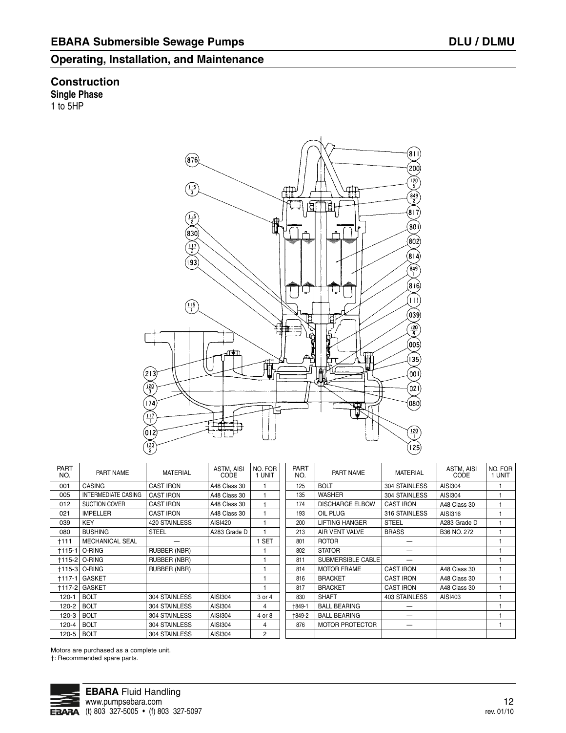## Construction

**Single Phase**

1 to 5HP

| PART NO. | PART NAME | MATERIAL | ASTM, AISI CODE | NO. FOR 1 UNIT |
|---|---|---|---|---|
| 001 | CASING | CAST IRON | A48 Class 30 | 1 |
| 005 | INTERMEDIATE CASING | CAST IRON | A48 Class 30 | 1 |
| 012 | SUCTION COVER | CAST IRON | A48 Class 30 | 1 |
| 021 | IMPELLER | CAST IRON | A48 Class 30 | 1 |
| 039 | KEY | 420 STAINLESS | AISI420 | 1 |
| 080 | BUSHING | STEEL | A283 Grade D | 1 |
| †111 | MECHANICAL SEAL | — | | 1 SET |
| †115-1 | O-RING | RUBBER (NBR) | | 1 |
| †115-2 | O-RING | RUBBER (NBR) | | 1 |
| †115-3 | O-RING | RUBBER (NBR) | | 1 |
| †117-1 | GASKET | | | 1 |
| †117-2 | GASKET | | | 1 |
| 120-1 | BOLT | 304 STAINLESS | AISI304 | 3 or 4 |
| 120-2 | BOLT | 304 STAINLESS | AISI304 | 4 |
| 120-3 | BOLT | 304 STAINLESS | AISI304 | 4 or 8 |
| 120-4 | BOLT | 304 STAINLESS | AISI304 | 4 |
| 120-5 | BOLT | 304 STAINLESS | AISI304 | 2 |
| 125 | BOLT | 304 STAINLESS | AISI304 | 1 |
| 135 | WASHER | 304 STAINLESS | AISI304 | 1 |
| 174 | DISCHARGE ELBOW | CAST IRON | A48 Class 30 | 1 |
| 193 | OIL PLUG | 316 STAINLESS | AISI316 | 1 |
| 200 | LIFTING HANGER | STEEL | A283 Grade D | 1 |
| 213 | AIR VENT VALVE | BRASS | B36 NO. 272 | 1 |
| 801 | ROTOR | — | | 1 |
| 802 | STATOR | — | | 1 |
| 811 | SUBMERSIBLE CABLE | — | | 1 |
| 814 | MOTOR FRAME | CAST IRON | A48 Class 30 | 1 |
| 816 | BRACKET | CAST IRON | A48 Class 30 | 1 |
| 817 | BRACKET | CAST IRON | A48 Class 30 | 1 |
| 830 | SHAFT | 403 STAINLESS | AISI403 | 1 |
| †849-1 | BALL BEARING | — | | 1 |
| †849-2 | BALL BEARING | — | | 1 |
| 876 | MOTOR PROTECTOR | — | | 1 |

Motors are purchased as a complete unit.

†: Recommended spare parts.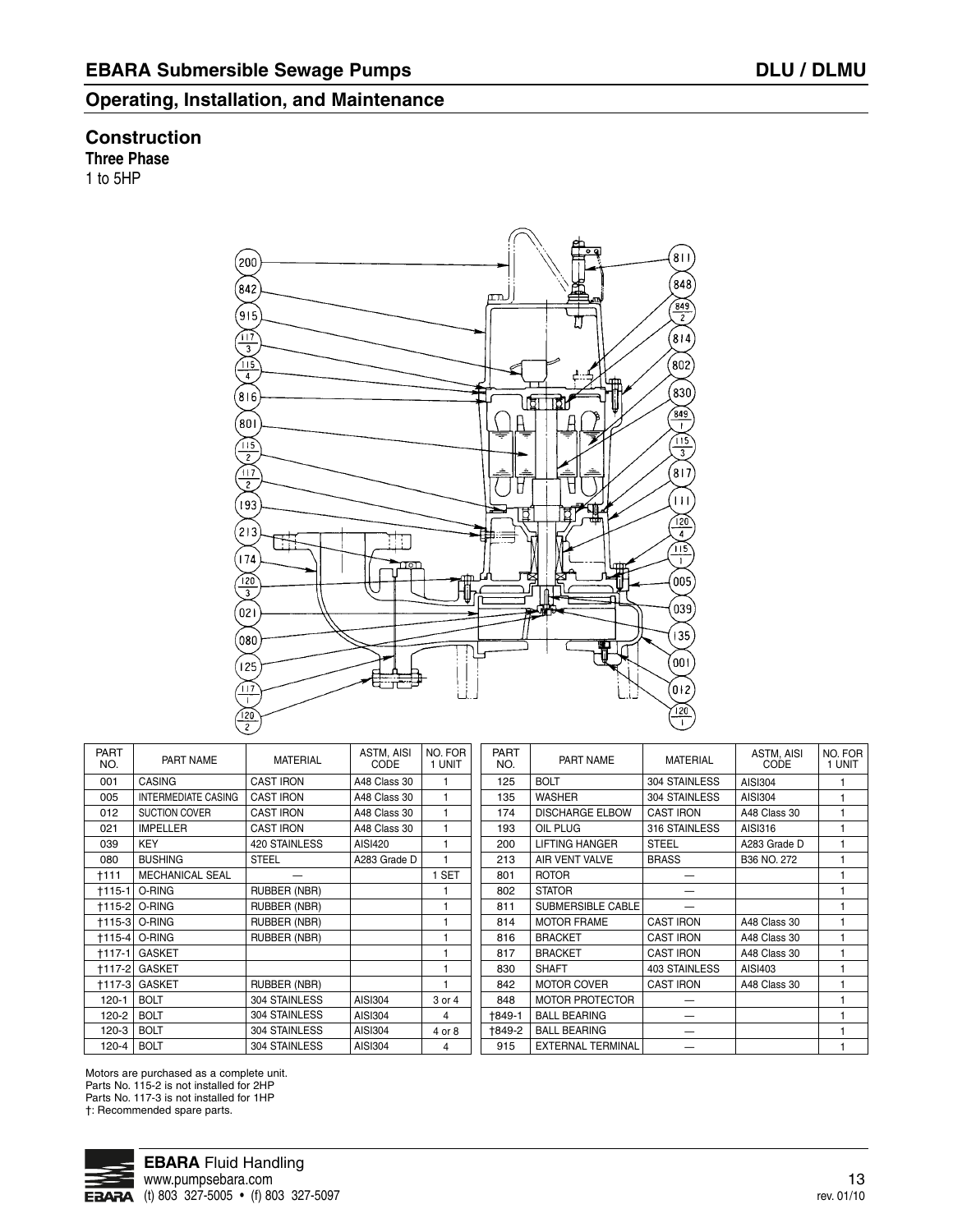## Operating, Installation, and Maintenance

### Construction

**Three Phase**

1 to 5HP

| PART NO. | PART NAME | MATERIAL | ASTM, AISI CODE | NO. FOR 1 UNIT |
|---|---|---|---|---|
| 001 | CASING | CAST IRON | A48 Class 30 | 1 |
| 005 | INTERMEDIATE CASING | CAST IRON | A48 Class 30 | 1 |
| 012 | SUCTION COVER | CAST IRON | A48 Class 30 | 1 |
| 021 | IMPELLER | CAST IRON | A48 Class 30 | 1 |
| 039 | KEY | 420 STAINLESS | AISI420 | 1 |
| 080 | BUSHING | STEEL | A283 Grade D | 1 |
| †111 | MECHANICAL SEAL | — | | 1 SET |
| †115-1 | O-RING | RUBBER (NBR) | | 1 |
| †115-2 | O-RING | RUBBER (NBR) | | 1 |
| †115-3 | O-RING | RUBBER (NBR) | | 1 |
| †115-4 | O-RING | RUBBER (NBR) | | 1 |
| †117-1 | GASKET | | | 1 |
| †117-2 | GASKET | | | 1 |
| †117-3 | GASKET | RUBBER (NBR) | | 1 |
| 120-1 | BOLT | 304 STAINLESS | AISI304 | 3 or 4 |
| 120-2 | BOLT | 304 STAINLESS | AISI304 | 4 |
| 120-3 | BOLT | 304 STAINLESS | AISI304 | 4 or 8 |
| 120-4 | BOLT | 304 STAINLESS | AISI304 | 4 |
| 125 | BOLT | 304 STAINLESS | AISI304 | 1 |
| 135 | WASHER | 304 STAINLESS | AISI304 | 1 |
| 174 | DISCHARGE ELBOW | CAST IRON | A48 Class 30 | 1 |
| 193 | OIL PLUG | 316 STAINLESS | AISI316 | 1 |
| 200 | LIFTING HANGER | STEEL | A283 Grade D | 1 |
| 213 | AIR VENT VALVE | BRASS | B36 NO. 272 | 1 |
| 801 | ROTOR | — | | 1 |
| 802 | STATOR | — | | 1 |
| 811 | SUBMERSIBLE CABLE | — | | 1 |
| 814 | MOTOR FRAME | CAST IRON | A48 Class 30 | 1 |
| 816 | BRACKET | CAST IRON | A48 Class 30 | 1 |
| 817 | BRACKET | CAST IRON | A48 Class 30 | 1 |
| 830 | SHAFT | 403 STAINLESS | AISI403 | 1 |
| 842 | MOTOR COVER | CAST IRON | A48 Class 30 | 1 |
| 848 | MOTOR PROTECTOR | — | | 1 |
| †849-1 | BALL BEARING | — | | 1 |
| †849-2 | BALL BEARING | — | | 1 |
| 915 | EXTERNAL TERMINAL | — | | 1 |

Motors are purchased as a complete unit.
Parts No. 115-2 is not installed for 2HP
Parts No. 117-3 is not installed for 1HP
†: Recommended spare parts.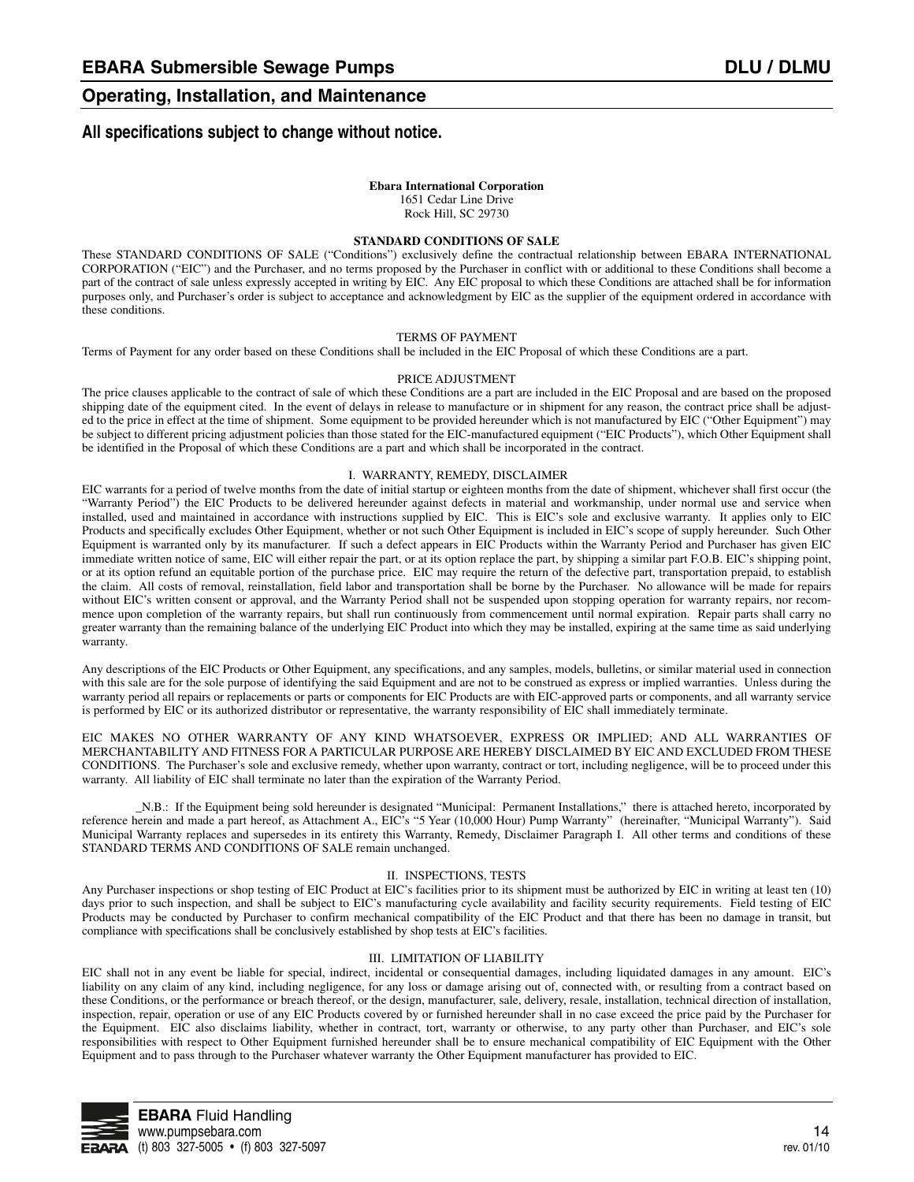**All specifications subject to change without notice.**

**Ebara International Corporation**
1651 Cedar Line Drive
Rock Hill, SC 29730

## STANDARD CONDITIONS OF SALE

These STANDARD CONDITIONS OF SALE ("Conditions") exclusively define the contractual relationship between EBARA INTERNATIONAL CORPORATION ("EIC") and the Purchaser, and no terms proposed by the Purchaser in conflict with or additional to these Conditions shall become a part of the contract of sale unless expressly accepted in writing by EIC. Any EIC proposal to which these Conditions are attached shall be for information purposes only, and Purchaser's order is subject to acceptance and acknowledgment by EIC as the supplier of the equipment ordered in accordance with these conditions.

### TERMS OF PAYMENT

Terms of Payment for any order based on these Conditions shall be included in the EIC Proposal of which these Conditions are a part.

### PRICE ADJUSTMENT

The price clauses applicable to the contract of sale of which these Conditions are a part are included in the EIC Proposal and are based on the proposed shipping date of the equipment cited. In the event of delays in release to manufacture or in shipment for any reason, the contract price shall be adjusted to the price in effect at the time of shipment. Some equipment to be provided hereunder which is not manufactured by EIC ("Other Equipment") may be subject to different pricing adjustment policies than those stated for the EIC-manufactured equipment ("EIC Products"), which Other Equipment shall be identified in the Proposal of which these Conditions are a part and which shall be incorporated in the contract.

### I. WARRANTY, REMEDY, DISCLAIMER

EIC warrants for a period of twelve months from the date of initial startup or eighteen months from the date of shipment, whichever shall first occur (the "Warranty Period") the EIC Products to be delivered hereunder against defects in material and workmanship, under normal use and service when installed, used and maintained in accordance with instructions supplied by EIC. This is EIC's sole and exclusive warranty. It applies only to EIC Products and specifically excludes Other Equipment, whether or not such Other Equipment is included in EIC's scope of supply hereunder. Such Other Equipment is warranted only by its manufacturer. If such a defect appears in EIC Products within the Warranty Period and Purchaser has given EIC immediate written notice of same, EIC will either repair the part, or at its option replace the part, by shipping a similar part F.O.B. EIC's shipping point, or at its option refund an equitable portion of the purchase price. EIC may require the return of the defective part, transportation prepaid, to establish the claim. All costs of removal, reinstallation, field labor and transportation shall be borne by the Purchaser. No allowance will be made for repairs without EIC's written consent or approval, and the Warranty Period shall not be suspended upon stopping operation for warranty repairs, nor recommence upon completion of the warranty repairs, but shall run continuously from commencement until normal expiration. Repair parts shall carry no greater warranty than the remaining balance of the underlying EIC Product into which they may be installed, expiring at the same time as said underlying warranty.

Any descriptions of the EIC Products or Other Equipment, any specifications, and any samples, models, bulletins, or similar material used in connection with this sale are for the sole purpose of identifying the said Equipment and are not to be construed as express or implied warranties. Unless during the warranty period all repairs or replacements or parts or components for EIC Products are with EIC-approved parts or components, and all warranty service is performed by EIC or its authorized distributor or representative, the warranty responsibility of EIC shall immediately terminate.

EIC MAKES NO OTHER WARRANTY OF ANY KIND WHATSOEVER, EXPRESS OR IMPLIED; AND ALL WARRANTIES OF MERCHANTABILITY AND FITNESS FOR A PARTICULAR PURPOSE ARE HEREBY DISCLAIMED BY EIC AND EXCLUDED FROM THESE CONDITIONS. The Purchaser's sole and exclusive remedy, whether upon warranty, contract or tort, including negligence, will be to proceed under this warranty. All liability of EIC shall terminate no later than the expiration of the Warranty Period.

_N.B.: If the Equipment being sold hereunder is designated "Municipal: Permanent Installations," there is attached hereto, incorporated by reference herein and made a part hereof, as Attachment A., EIC's "5 Year (10,000 Hour) Pump Warranty" (hereinafter, "Municipal Warranty"). Said Municipal Warranty replaces and supersedes in its entirety this Warranty, Remedy, Disclaimer Paragraph I. All other terms and conditions of these STANDARD TERMS AND CONDITIONS OF SALE remain unchanged.

### II. INSPECTIONS, TESTS

Any Purchaser inspections or shop testing of EIC Product at EIC's facilities prior to its shipment must be authorized by EIC in writing at least ten (10) days prior to such inspection, and shall be subject to EIC's manufacturing cycle availability and facility security requirements. Field testing of EIC Products may be conducted by Purchaser to confirm mechanical compatibility of the EIC Product and that there has been no damage in transit, but compliance with specifications shall be conclusively established by shop tests at EIC's facilities.

### III. LIMITATION OF LIABILITY

EIC shall not in any event be liable for special, indirect, incidental or consequential damages, including liquidated damages in any amount. EIC's liability on any claim of any kind, including negligence, for any loss or damage arising out of, connected with, or resulting from a contract based on these Conditions, or the performance or breach thereof, or the design, manufacturer, sale, delivery, resale, installation, technical direction of installation, inspection, repair, operation or use of any EIC Products covered by or furnished hereunder shall in no case exceed the price paid by the Purchaser for the Equipment. EIC also disclaims liability, whether in contract, tort, warranty or otherwise, to any party other than Purchaser, and EIC's sole responsibilities with respect to Other Equipment furnished hereunder shall be to ensure mechanical compatibility of EIC Equipment with the Other Equipment and to pass through to the Purchaser whatever warranty the Other Equipment manufacturer has provided to EIC.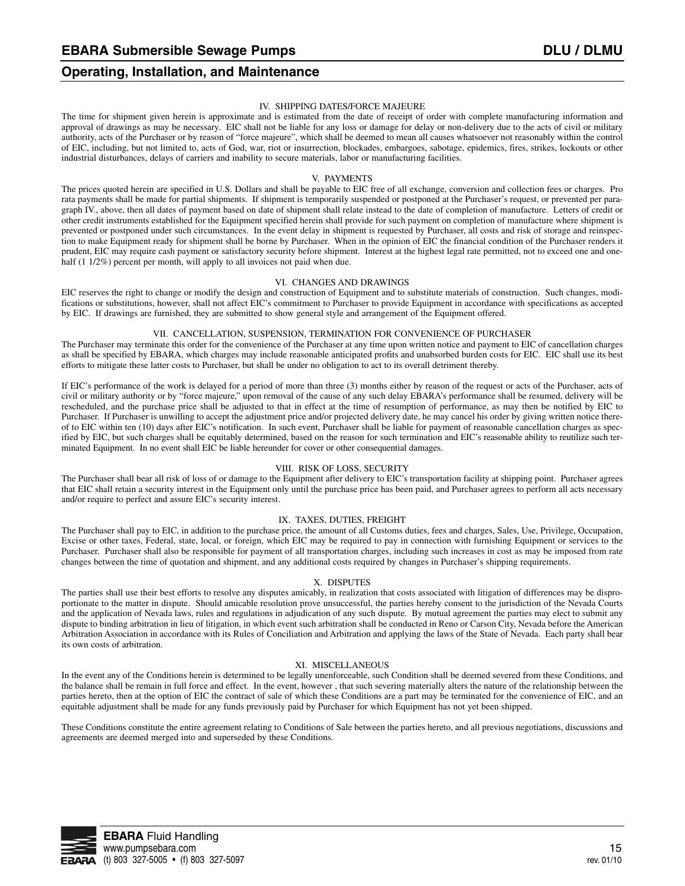### IV. SHIPPING DATES/FORCE MAJEURE

The time for shipment given herein is approximate and is estimated from the date of receipt of order with complete manufacturing information and approval of drawings as may be necessary. EIC shall not be liable for any loss or damage for delay or non-delivery due to the acts of civil or military authority, acts of the Purchaser or by reason of "force majeure", which shall be deemed to mean all causes whatsoever not reasonably within the control of EIC, including, but not limited to, acts of God, war, riot or insurrection, blockades, embargoes, sabotage, epidemics, fires, strikes, lockouts or other industrial disturbances, delays of carriers and inability to secure materials, labor or manufacturing facilities.

### V. PAYMENTS

The prices quoted herein are specified in U.S. Dollars and shall be payable to EIC free of all exchange, conversion and collection fees or charges. Pro rata payments shall be made for partial shipments. If shipment is temporarily suspended or postponed at the Purchaser's request, or prevented per paragraph IV., above, then all dates of payment based on date of shipment shall relate instead to the date of completion of manufacture. Letters of credit or other credit instruments established for the Equipment specified herein shall provide for such payment on completion of manufacture where shipment is prevented or postponed under such circumstances. In the event delay in shipment is requested by Purchaser, all costs and risk of storage and reinspection to make Equipment ready for shipment shall be borne by Purchaser. When in the opinion of EIC the financial condition of the Purchaser renders it prudent, EIC may require cash payment or satisfactory security before shipment. Interest at the highest legal rate permitted, not to exceed one and one-half (1 1/2%) percent per month, will apply to all invoices not paid when due.

### VI. CHANGES AND DRAWINGS

EIC reserves the right to change or modify the design and construction of Equipment and to substitute materials of construction. Such changes, modifications or substitutions, however, shall not affect EIC's commitment to Purchaser to provide Equipment in accordance with specifications as accepted by EIC. If drawings are furnished, they are submitted to show general style and arrangement of the Equipment offered.

### VII. CANCELLATION, SUSPENSION, TERMINATION FOR CONVENIENCE OF PURCHASER

The Purchaser may terminate this order for the convenience of the Purchaser at any time upon written notice and payment to EIC of cancellation charges as shall be specified by EBARA, which charges may include reasonable anticipated profits and unabsorbed burden costs for EIC. EIC shall use its best efforts to mitigate these latter costs to Purchaser, but shall be under no obligation to act to its overall detriment thereby.

If EIC's performance of the work is delayed for a period of more than three (3) months either by reason of the request or acts of the Purchaser, acts of civil or military authority or by "force majeure," upon removal of the cause of any such delay EBARA's performance shall be resumed, delivery will be rescheduled, and the purchase price shall be adjusted to that in effect at the time of resumption of performance, as may then be notified by EIC to Purchaser. If Purchaser is unwilling to accept the adjustment price and/or projected delivery date, he may cancel his order by giving written notice thereof to EIC within ten (10) days after EIC's notification. In such event, Purchaser shall be liable for payment of reasonable cancellation charges as specified by EIC, but such charges shall be equitably determined, based on the reason for such termination and EIC's reasonable ability to reutilize such terminated Equipment. In no event shall EIC be liable hereunder for cover or other consequential damages.

### VIII. RISK OF LOSS, SECURITY

The Purchaser shall bear all risk of loss of or damage to the Equipment after delivery to EIC's transportation facility at shipping point. Purchaser agrees that EIC shall retain a security interest in the Equipment only until the purchase price has been paid, and Purchaser agrees to perform all acts necessary and/or require to perfect and assure EIC's security interest.

### IX. TAXES, DUTIES, FREIGHT

The Purchaser shall pay to EIC, in addition to the purchase price, the amount of all Customs duties, fees and charges, Sales, Use, Privilege, Occupation, Excise or other taxes, Federal, state, local, or foreign, which EIC may be required to pay in connection with furnishing Equipment or services to the Purchaser. Purchaser shall also be responsible for payment of all transportation charges, including such increases in cost as may be imposed from rate changes between the time of quotation and shipment, and any additional costs required by changes in Purchaser's shipping requirements.

### X. DISPUTES

The parties shall use their best efforts to resolve any disputes amicably, in realization that costs associated with litigation of differences may be disproportionate to the matter in dispute. Should amicable resolution prove unsuccessful, the parties hereby consent to the jurisdiction of the Nevada Courts and the application of Nevada laws, rules and regulations in adjudication of any such dispute. By mutual agreement the parties may elect to submit any dispute to binding arbitration in lieu of litigation, in which event such arbitration shall be conducted in Reno or Carson City, Nevada before the American Arbitration Association in accordance with its Rules of Conciliation and Arbitration and applying the laws of the State of Nevada. Each party shall bear its own costs of arbitration.

### XI. MISCELLANEOUS

In the event any of the Conditions herein is determined to be legally unenforceable, such Condition shall be deemed severed from these Conditions, and the balance shall be remain in full force and effect. In the event, however , that such severing materially alters the nature of the relationship between the parties hereto, then at the option of EIC the contract of sale of which these Conditions are a part may be terminated for the convenience of EIC, and an equitable adjustment shall be made for any funds previously paid by Purchaser for which Equipment has not yet been shipped.

These Conditions constitute the entire agreement relating to Conditions of Sale between the parties hereto, and all previous negotiations, discussions and agreements are deemed merged into and superseded by these Conditions.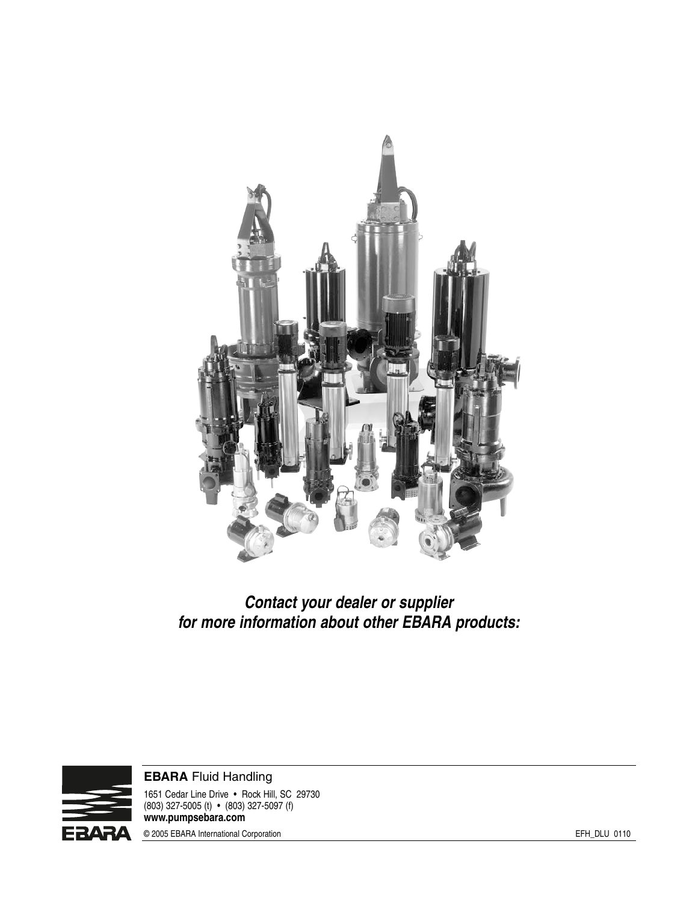***Contact your dealer or supplier for more information about other EBARA products:***

**EBARA** Fluid Handling

1651 Cedar Line Drive • Rock Hill, SC 29730
(803) 327-5005 (t) • (803) 327-5097 (f)
**www.pumpsebara.com**

© 2005 EBARA International Corporation

EFH_DLU 0110